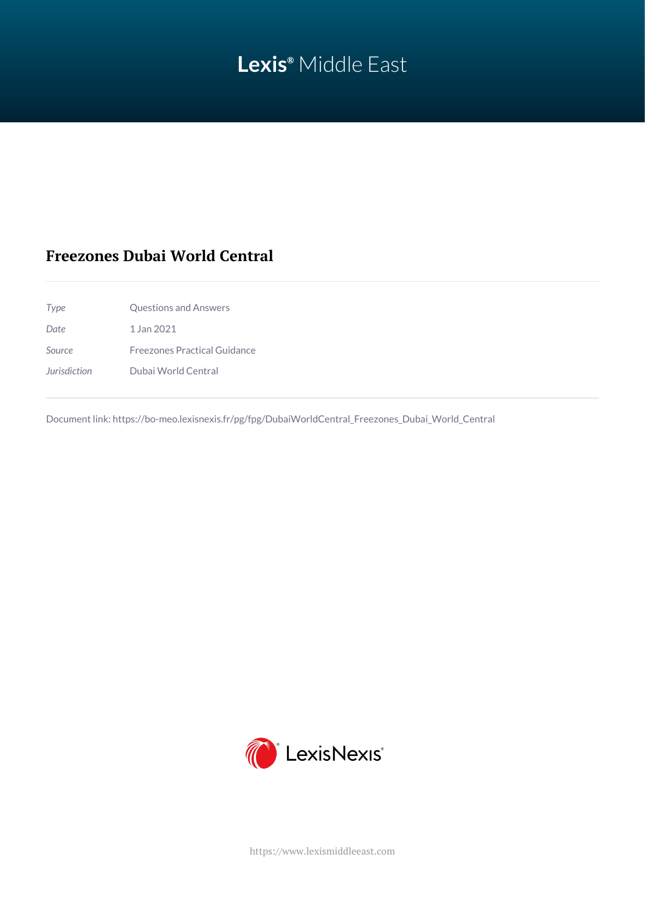Lexis® Middle East

# Freezones Dubai World Central

| | |
|---|---|
| *Type* | Questions and Answers |
| *Date* | 1 Jan 2021 |
| *Source* | Freezones Practical Guidance |
| *Jurisdiction* | Dubai World Central |

Document link: https://bo-meo.lexisnexis.fr/pg/fpg/DubaiWorldCentral_Freezones_Dubai_World_Central

LexisNexis®

https://www.lexismiddleeast.com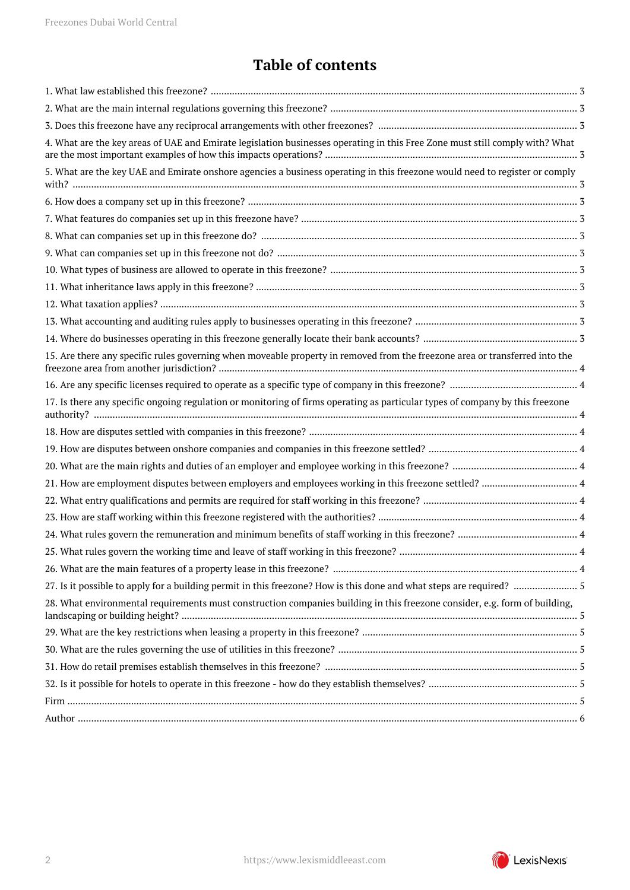# Table of contents

1. What law established this freezone? ........ 3
2. What are the main internal regulations governing this freezone? ........ 3
3. Does this freezone have any reciprocal arrangements with other freezones? ........ 3
4. What are the key areas of UAE and Emirate legislation businesses operating in this Free Zone must still comply with? What are the most important examples of how this impacts operations? ........ 3
5. What are the key UAE and Emirate onshore agencies a business operating in this freezone would need to register or comply with? ........ 3
6. How does a company set up in this freezone? ........ 3
7. What features do companies set up in this freezone have? ........ 3
8. What can companies set up in this freezone do? ........ 3
9. What can companies set up in this freezone not do? ........ 3
10. What types of business are allowed to operate in this freezone? ........ 3
11. What inheritance laws apply in this freezone? ........ 3
12. What taxation applies? ........ 3
13. What accounting and auditing rules apply to businesses operating in this freezone? ........ 3
14. Where do businesses operating in this freezone generally locate their bank accounts? ........ 3
15. Are there any specific rules governing when moveable property in removed from the freezone area or transferred into the freezone area from another jurisdiction? ........ 4
16. Are any specific licenses required to operate as a specific type of company in this freezone? ........ 4
17. Is there any specific ongoing regulation or monitoring of firms operating as particular types of company by this freezone authority? ........ 4
18. How are disputes settled with companies in this freezone? ........ 4
19. How are disputes between onshore companies and companies in this freezone settled? ........ 4
20. What are the main rights and duties of an employer and employee working in this freezone? ........ 4
21. How are employment disputes between employers and employees working in this freezone settled? ........ 4
22. What entry qualifications and permits are required for staff working in this freezone? ........ 4
23. How are staff working within this freezone registered with the authorities? ........ 4
24. What rules govern the remuneration and minimum benefits of staff working in this freezone? ........ 4
25. What rules govern the working time and leave of staff working in this freezone? ........ 4
26. What are the main features of a property lease in this freezone? ........ 4
27. Is it possible to apply for a building permit in this freezone? How is this done and what steps are required? ........ 5
28. What environmental requirements must construction companies building in this freezone consider, e.g. form of building, landscaping or building height? ........ 5
29. What are the key restrictions when leasing a property in this freezone? ........ 5
30. What are the rules governing the use of utilities in this freezone? ........ 5
31. How do retail premises establish themselves in this freezone? ........ 5
32. Is it possible for hotels to operate in this freezone - how do they establish themselves? ........ 5

Firm ........ 5

Author ........ 6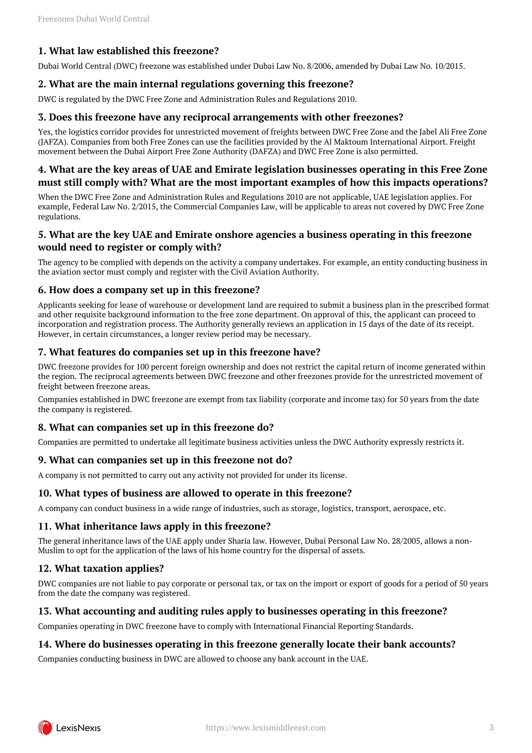### 1. What law established this freezone?

Dubai World Central (DWC) freezone was established under Dubai Law No. 8/2006, amended by Dubai Law No. 10/2015.

### 2. What are the main internal regulations governing this freezone?

DWC is regulated by the DWC Free Zone and Administration Rules and Regulations 2010.

### 3. Does this freezone have any reciprocal arrangements with other freezones?

Yes, the logistics corridor provides for unrestricted movement of freights between DWC Free Zone and the Jabel Ali Free Zone (JAFZA). Companies from both Free Zones can use the facilities provided by the Al Maktoum International Airport. Freight movement between the Dubai Airport Free Zone Authority (DAFZA) and DWC Free Zone is also permitted.

### 4. What are the key areas of UAE and Emirate legislation businesses operating in this Free Zone must still comply with? What are the most important examples of how this impacts operations?

When the DWC Free Zone and Administration Rules and Regulations 2010 are not applicable, UAE legislation applies. For example, Federal Law No. 2/2015, the Commercial Companies Law, will be applicable to areas not covered by DWC Free Zone regulations.

### 5. What are the key UAE and Emirate onshore agencies a business operating in this freezone would need to register or comply with?

The agency to be complied with depends on the activity a company undertakes. For example, an entity conducting business in the aviation sector must comply and register with the Civil Aviation Authority.

### 6. How does a company set up in this freezone?

Applicants seeking for lease of warehouse or development land are required to submit a business plan in the prescribed format and other requisite background information to the free zone department. On approval of this, the applicant can proceed to incorporation and registration process. The Authority generally reviews an application in 15 days of the date of its receipt. However, in certain circumstances, a longer review period may be necessary.

### 7. What features do companies set up in this freezone have?

DWC freezone provides for 100 percent foreign ownership and does not restrict the capital return of income generated within the region. The reciprocal agreements between DWC freezone and other freezones provide for the unrestricted movement of freight between freezone areas.

Companies established in DWC freezone are exempt from tax liability (corporate and income tax) for 50 years from the date the company is registered.

### 8. What can companies set up in this freezone do?

Companies are permitted to undertake all legitimate business activities unless the DWC Authority expressly restricts it.

### 9. What can companies set up in this freezone not do?

A company is not permitted to carry out any activity not provided for under its license.

### 10. What types of business are allowed to operate in this freezone?

A company can conduct business in a wide range of industries, such as storage, logistics, transport, aerospace, etc.

### 11. What inheritance laws apply in this freezone?

The general inheritance laws of the UAE apply under Sharia law. However, Dubai Personal Law No. 28/2005, allows a non-Muslim to opt for the application of the laws of his home country for the dispersal of assets.

### 12. What taxation applies?

DWC companies are not liable to pay corporate or personal tax, or tax on the import or export of goods for a period of 50 years from the date the company was registered.

### 13. What accounting and auditing rules apply to businesses operating in this freezone?

Companies operating in DWC freezone have to comply with International Financial Reporting Standards.

### 14. Where do businesses operating in this freezone generally locate their bank accounts?

Companies conducting business in DWC are allowed to choose any bank account in the UAE.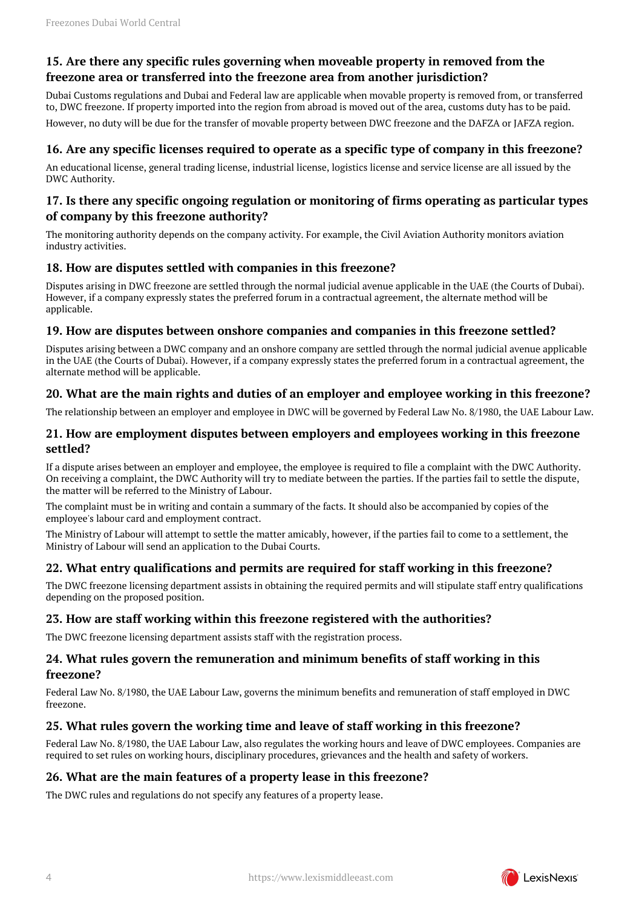### 15. Are there any specific rules governing when moveable property in removed from the freezone area or transferred into the freezone area from another jurisdiction?

Dubai Customs regulations and Dubai and Federal law are applicable when movable property is removed from, or transferred to, DWC freezone. If property imported into the region from abroad is moved out of the area, customs duty has to be paid.

However, no duty will be due for the transfer of movable property between DWC freezone and the DAFZA or JAFZA region.

### 16. Are any specific licenses required to operate as a specific type of company in this freezone?

An educational license, general trading license, industrial license, logistics license and service license are all issued by the DWC Authority.

### 17. Is there any specific ongoing regulation or monitoring of firms operating as particular types of company by this freezone authority?

The monitoring authority depends on the company activity. For example, the Civil Aviation Authority monitors aviation industry activities.

### 18. How are disputes settled with companies in this freezone?

Disputes arising in DWC freezone are settled through the normal judicial avenue applicable in the UAE (the Courts of Dubai). However, if a company expressly states the preferred forum in a contractual agreement, the alternate method will be applicable.

### 19. How are disputes between onshore companies and companies in this freezone settled?

Disputes arising between a DWC company and an onshore company are settled through the normal judicial avenue applicable in the UAE (the Courts of Dubai). However, if a company expressly states the preferred forum in a contractual agreement, the alternate method will be applicable.

### 20. What are the main rights and duties of an employer and employee working in this freezone?

The relationship between an employer and employee in DWC will be governed by Federal Law No. 8/1980, the UAE Labour Law.

### 21. How are employment disputes between employers and employees working in this freezone settled?

If a dispute arises between an employer and employee, the employee is required to file a complaint with the DWC Authority. On receiving a complaint, the DWC Authority will try to mediate between the parties. If the parties fail to settle the dispute, the matter will be referred to the Ministry of Labour.

The complaint must be in writing and contain a summary of the facts. It should also be accompanied by copies of the employee's labour card and employment contract.

The Ministry of Labour will attempt to settle the matter amicably, however, if the parties fail to come to a settlement, the Ministry of Labour will send an application to the Dubai Courts.

### 22. What entry qualifications and permits are required for staff working in this freezone?

The DWC freezone licensing department assists in obtaining the required permits and will stipulate staff entry qualifications depending on the proposed position.

### 23. How are staff working within this freezone registered with the authorities?

The DWC freezone licensing department assists staff with the registration process.

### 24. What rules govern the remuneration and minimum benefits of staff working in this freezone?

Federal Law No. 8/1980, the UAE Labour Law, governs the minimum benefits and remuneration of staff employed in DWC freezone.

### 25. What rules govern the working time and leave of staff working in this freezone?

Federal Law No. 8/1980, the UAE Labour Law, also regulates the working hours and leave of DWC employees. Companies are required to set rules on working hours, disciplinary procedures, grievances and the health and safety of workers.

### 26. What are the main features of a property lease in this freezone?

The DWC rules and regulations do not specify any features of a property lease.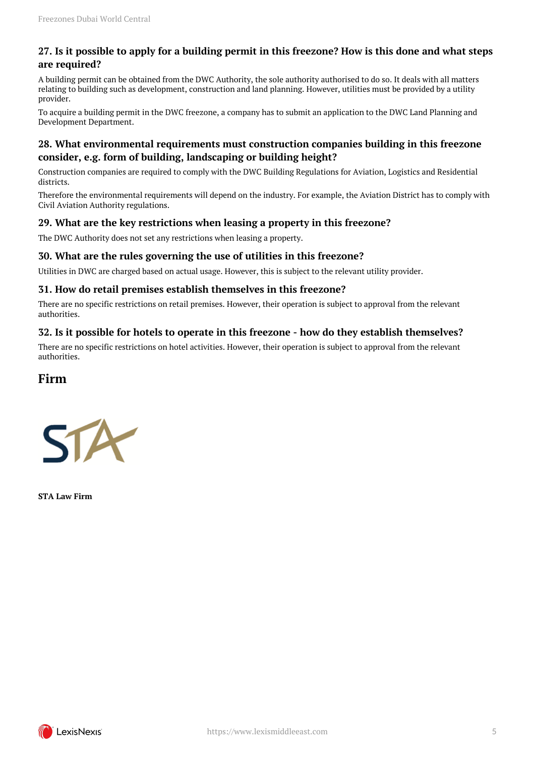### 27. Is it possible to apply for a building permit in this freezone? How is this done and what steps are required?

A building permit can be obtained from the DWC Authority, the sole authority authorised to do so. It deals with all matters relating to building such as development, construction and land planning. However, utilities must be provided by a utility provider.

To acquire a building permit in the DWC freezone, a company has to submit an application to the DWC Land Planning and Development Department.

### 28. What environmental requirements must construction companies building in this freezone consider, e.g. form of building, landscaping or building height?

Construction companies are required to comply with the DWC Building Regulations for Aviation, Logistics and Residential districts.

Therefore the environmental requirements will depend on the industry. For example, the Aviation District has to comply with Civil Aviation Authority regulations.

### 29. What are the key restrictions when leasing a property in this freezone?

The DWC Authority does not set any restrictions when leasing a property.

### 30. What are the rules governing the use of utilities in this freezone?

Utilities in DWC are charged based on actual usage. However, this is subject to the relevant utility provider.

### 31. How do retail premises establish themselves in this freezone?

There are no specific restrictions on retail premises. However, their operation is subject to approval from the relevant authorities.

### 32. Is it possible for hotels to operate in this freezone - how do they establish themselves?

There are no specific restrictions on hotel activities. However, their operation is subject to approval from the relevant authorities.

## Firm

**STA Law Firm**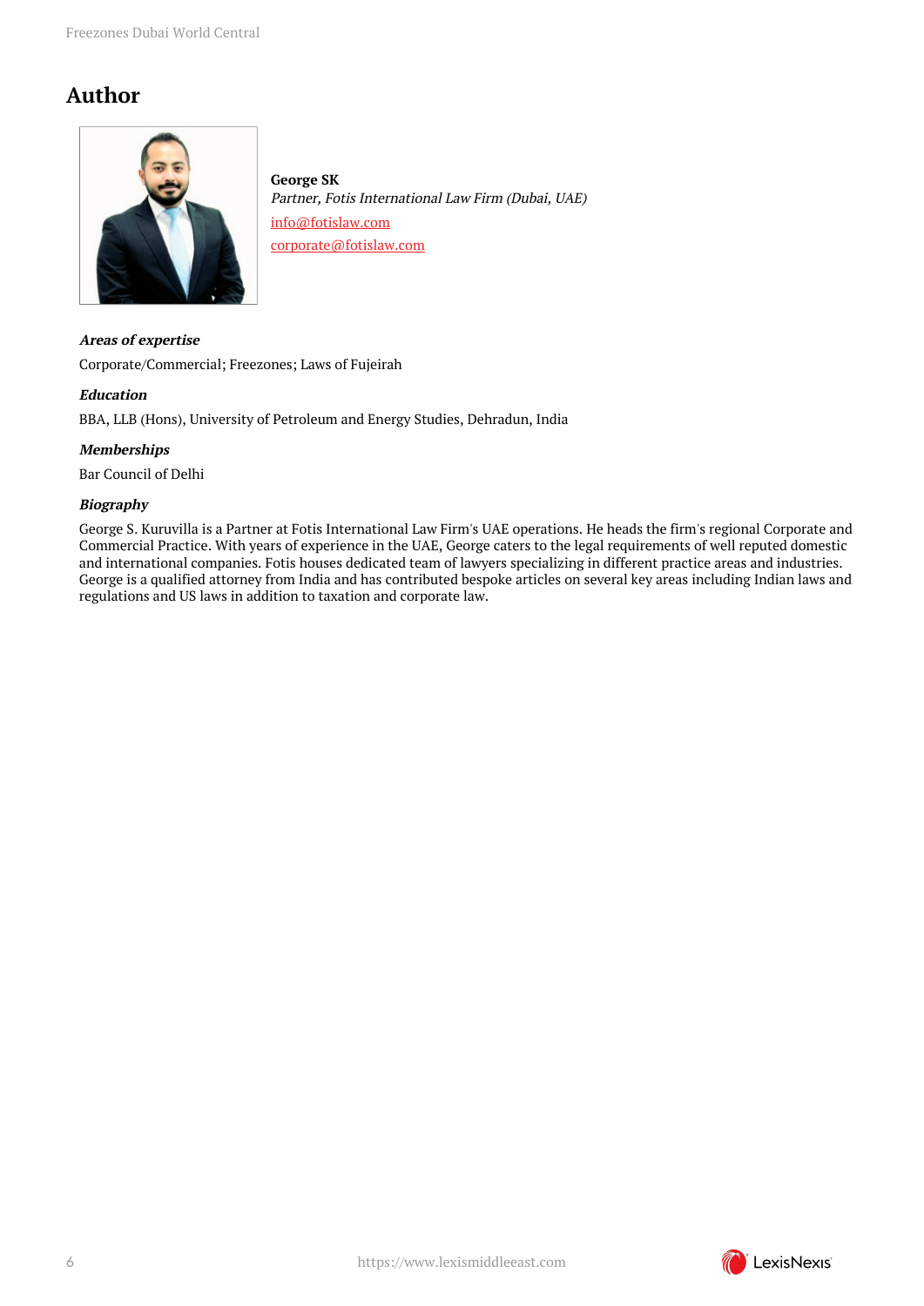# Author

**George SK**

*Partner, Fotis International Law Firm (Dubai, UAE)*

info@fotislaw.com

corporate@fotislaw.com

***Areas of expertise***

Corporate/Commercial; Freezones; Laws of Fujeirah

***Education***

BBA, LLB (Hons), University of Petroleum and Energy Studies, Dehradun, India

***Memberships***

Bar Council of Delhi

***Biography***

George S. Kuruvilla is a Partner at Fotis International Law Firm's UAE operations. He heads the firm's regional Corporate and Commercial Practice. With years of experience in the UAE, George caters to the legal requirements of well reputed domestic and international companies. Fotis houses dedicated team of lawyers specializing in different practice areas and industries. George is a qualified attorney from India and has contributed bespoke articles on several key areas including Indian laws and regulations and US laws in addition to taxation and corporate law.